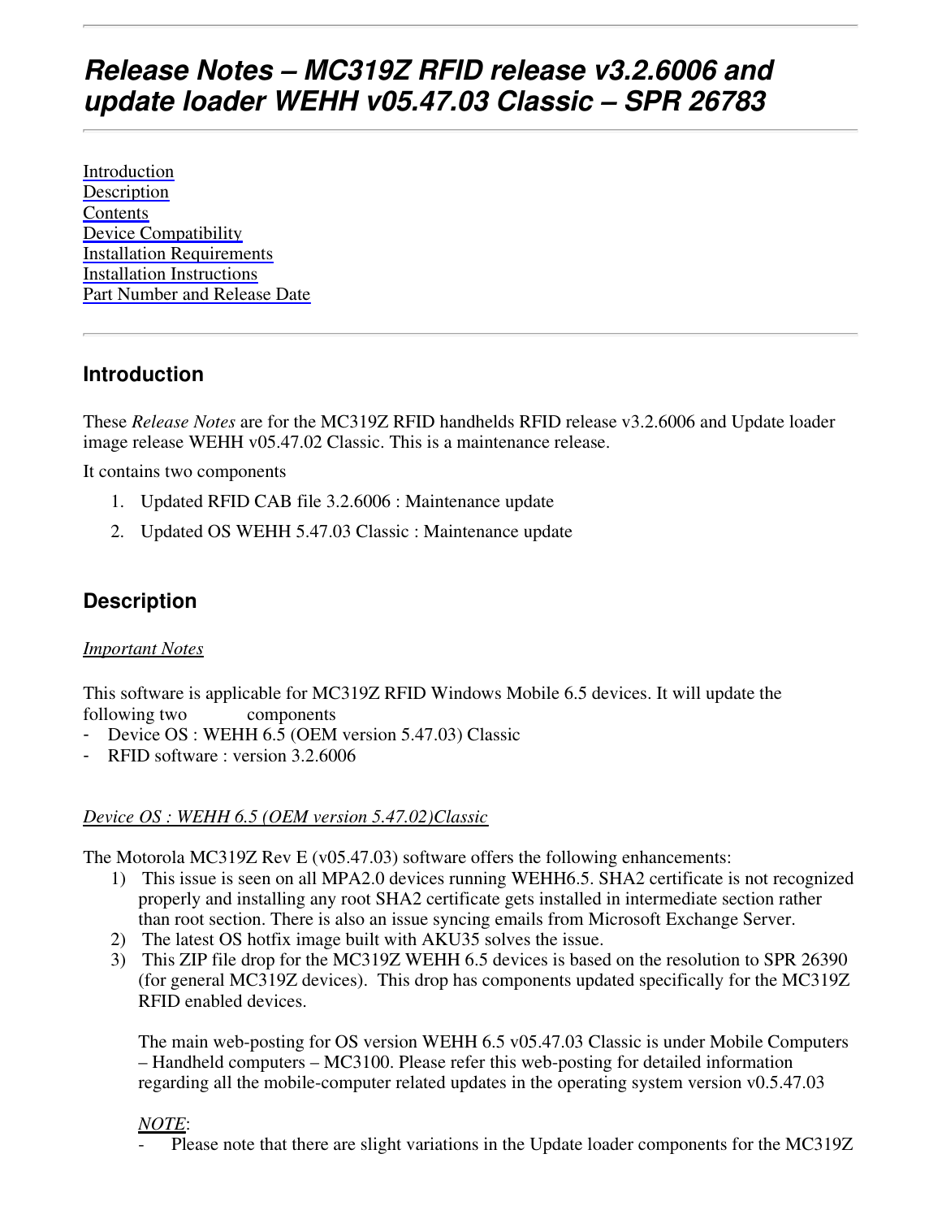# *Release Notes – MC319Z RFID release v3.2.6006 and update loader WEHH v05.47.03 Classic – SPR 26783*

---

[Introduction](#introduction)
[Description](#description)
[Contents](#contents)
[Device Compatibility](#device-compatibility)
[Installation Requirements](#installation-requirements)
[Installation Instructions](#installation-instructions)
[Part Number and Release Date](#part-number-and-release-date)

---

## Introduction

These *Release Notes* are for the MC319Z RFID handhelds RFID release v3.2.6006 and Update loader image release WEHH v05.47.02 Classic. This is a maintenance release.

It contains two components

1. Updated RFID CAB file 3.2.6006 : Maintenance update
2. Updated OS WEHH 5.47.03 Classic : Maintenance update

## Description

*Important Notes*

This software is applicable for MC319Z RFID Windows Mobile 6.5 devices. It will update the following two components

- Device OS : WEHH 6.5 (OEM version 5.47.03) Classic
- RFID software : version 3.2.6006

*Device OS : WEHH 6.5 (OEM version 5.47.02)Classic*

The Motorola MC319Z Rev E (v05.47.03) software offers the following enhancements:

1) This issue is seen on all MPA2.0 devices running WEHH6.5. SHA2 certificate is not recognized properly and installing any root SHA2 certificate gets installed in intermediate section rather than root section. There is also an issue syncing emails from Microsoft Exchange Server.
2) The latest OS hotfix image built with AKU35 solves the issue.
3) This ZIP file drop for the MC319Z WEHH 6.5 devices is based on the resolution to SPR 26390 (for general MC319Z devices). This drop has components updated specifically for the MC319Z RFID enabled devices.

   The main web-posting for OS version WEHH 6.5 v05.47.03 Classic is under Mobile Computers – Handheld computers – MC3100. Please refer this web-posting for detailed information regarding all the mobile-computer related updates in the operating system version v0.5.47.03

   *NOTE*:

   - Please note that there are slight variations in the Update loader components for the MC319Z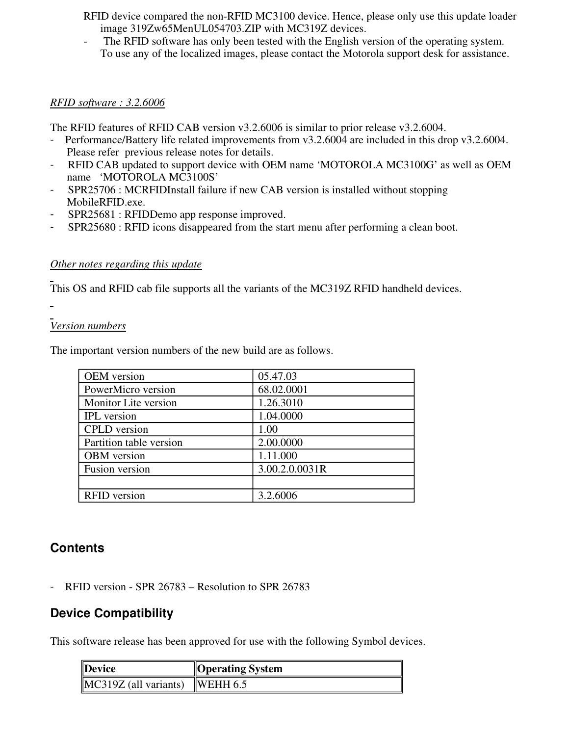RFID device compared the non-RFID MC3100 device. Hence, please only use this update loader image 319Zw65MenUL054703.ZIP with MC319Z devices.
- The RFID software has only been tested with the English version of the operating system. To use any of the localized images, please contact the Motorola support desk for assistance.

*RFID software : 3.2.6006*

The RFID features of RFID CAB version v3.2.6006 is similar to prior release v3.2.6004.
- Performance/Battery life related improvements from v3.2.6004 are included in this drop v3.2.6004. Please refer previous release notes for details.
- RFID CAB updated to support device with OEM name 'MOTOROLA MC3100G' as well as OEM name 'MOTOROLA MC3100S'
- SPR25706 : MCRFIDInstall failure if new CAB version is installed without stopping MobileRFID.exe.
- SPR25681 : RFIDDemo app response improved.
- SPR25680 : RFID icons disappeared from the start menu after performing a clean boot.

*Other notes regarding this update*

This OS and RFID cab file supports all the variants of the MC319Z RFID handheld devices.

*Version numbers*

The important version numbers of the new build are as follows.

| | |
|---|---|
| OEM version | 05.47.03 |
| PowerMicro version | 68.02.0001 |
| Monitor Lite version | 1.26.3010 |
| IPL version | 1.04.0000 |
| CPLD version | 1.00 |
| Partition table version | 2.00.0000 |
| OBM version | 1.11.000 |
| Fusion version | 3.00.2.0.0031R |
| | |
| RFID version | 3.2.6006 |

## Contents

- RFID version - SPR 26783 – Resolution to SPR 26783

## Device Compatibility

This software release has been approved for use with the following Symbol devices.

| Device | Operating System |
|---|---|
| MC319Z (all variants) | WEHH 6.5 |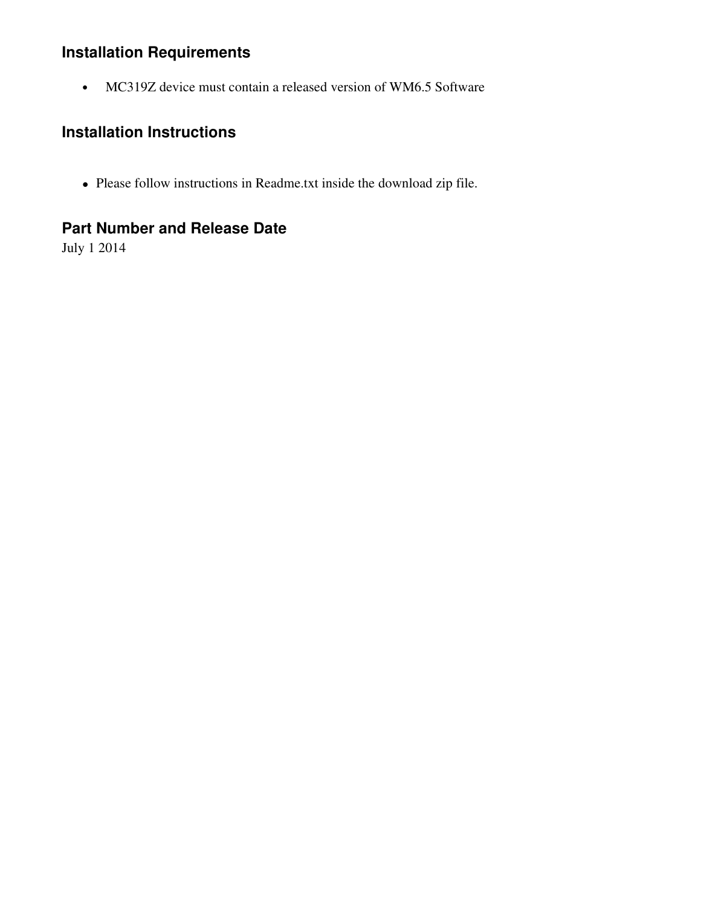### Installation Requirements

- MC319Z device must contain a released version of WM6.5 Software

### Installation Instructions

- Please follow instructions in Readme.txt inside the download zip file.

### Part Number and Release Date

July 1 2014